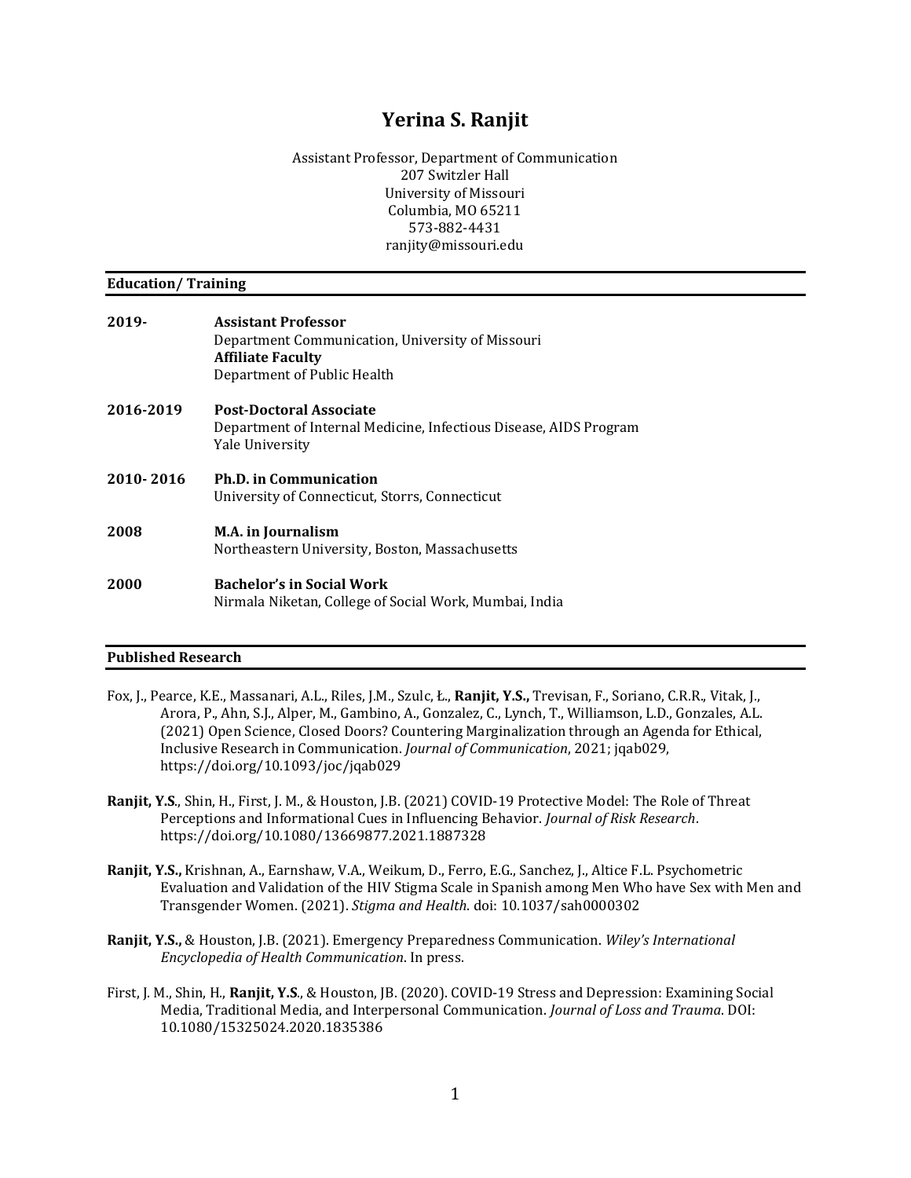# Yerina S. Ranjit

Assistant Professor, Department of Communication
207 Switzler Hall
University of Missouri
Columbia, MO 65211
573-882-4431
ranjity@missouri.edu

## Education/ Training

**2019-** **Assistant Professor**
Department Communication, University of Missouri
**Affiliate Faculty**
Department of Public Health

**2016-2019** **Post-Doctoral Associate**
Department of Internal Medicine, Infectious Disease, AIDS Program
Yale University

**2010- 2016** **Ph.D. in Communication**
University of Connecticut, Storrs, Connecticut

**2008** **M.A. in Journalism**
Northeastern University, Boston, Massachusetts

**2000** **Bachelor's in Social Work**
Nirmala Niketan, College of Social Work, Mumbai, India

## Published Research

Fox, J., Pearce, K.E., Massanari, A.L., Riles, J.M., Szulc, Ł., **Ranjit, Y.S.,** Trevisan, F., Soriano, C.R.R., Vitak, J., Arora, P., Ahn, S.J., Alper, M., Gambino, A., Gonzalez, C., Lynch, T., Williamson, L.D., Gonzales, A.L. (2021) Open Science, Closed Doors? Countering Marginalization through an Agenda for Ethical, Inclusive Research in Communication. *Journal of Communication*, 2021; jqab029, https://doi.org/10.1093/joc/jqab029

**Ranjit, Y.S**., Shin, H., First, J. M., & Houston, J.B. (2021) COVID-19 Protective Model: The Role of Threat Perceptions and Informational Cues in Influencing Behavior. *Journal of Risk Research*. https://doi.org/10.1080/13669877.2021.1887328

**Ranjit, Y.S.,** Krishnan, A., Earnshaw, V.A., Weikum, D., Ferro, E.G., Sanchez, J., Altice F.L. Psychometric Evaluation and Validation of the HIV Stigma Scale in Spanish among Men Who have Sex with Men and Transgender Women. (2021). *Stigma and Health*. doi: 10.1037/sah0000302

**Ranjit, Y.S.,** & Houston, J.B. (2021). Emergency Preparedness Communication. *Wiley's International Encyclopedia of Health Communication*. In press.

First, J. M., Shin, H., **Ranjit, Y.S.**, & Houston, JB. (2020). COVID-19 Stress and Depression: Examining Social Media, Traditional Media, and Interpersonal Communication. *Journal of Loss and Trauma*. DOI: 10.1080/15325024.2020.1835386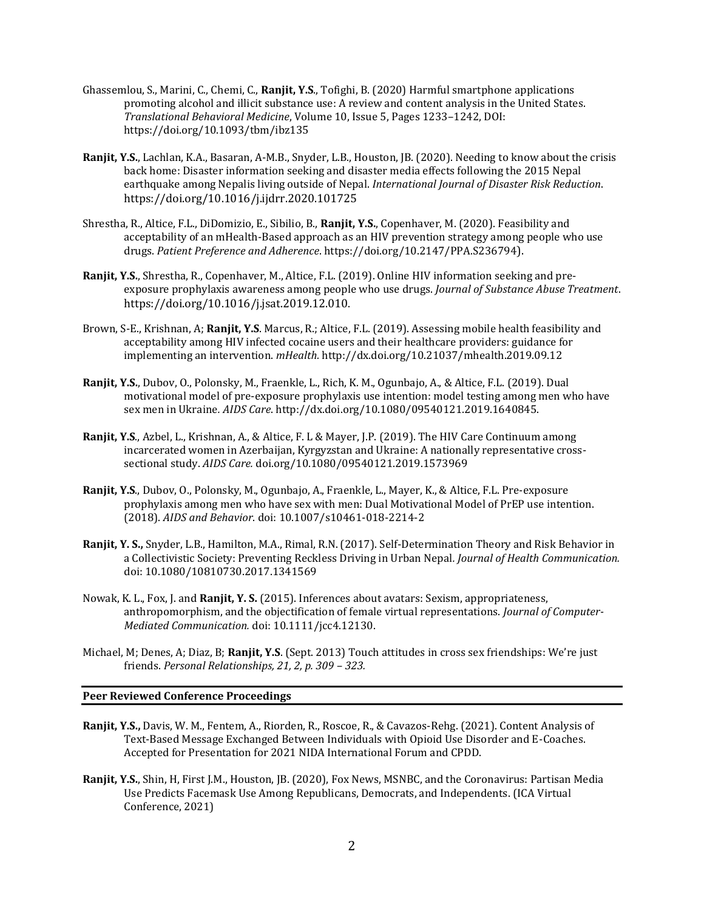Ghassemlou, S., Marini, C., Chemi, C., **Ranjit, Y.S.**, Tofighi, B. (2020) Harmful smartphone applications promoting alcohol and illicit substance use: A review and content analysis in the United States. *Translational Behavioral Medicine*, Volume 10, Issue 5, Pages 1233–1242, DOI: https://doi.org/10.1093/tbm/ibz135

**Ranjit, Y.S.**, Lachlan, K.A., Basaran, A-M.B., Snyder, L.B., Houston, JB. (2020). Needing to know about the crisis back home: Disaster information seeking and disaster media effects following the 2015 Nepal earthquake among Nepalis living outside of Nepal. *International Journal of Disaster Risk Reduction*. https://doi.org/10.1016/j.ijdrr.2020.101725

Shrestha, R., Altice, F.L., DiDomizio, E., Sibilio, B., **Ranjit, Y.S.**, Copenhaver, M. (2020). Feasibility and acceptability of an mHealth-Based approach as an HIV prevention strategy among people who use drugs. *Patient Preference and Adherence*. https://doi.org/10.2147/PPA.S236794).

**Ranjit, Y.S.**, Shrestha, R., Copenhaver, M., Altice, F.L. (2019). Online HIV information seeking and pre-exposure prophylaxis awareness among people who use drugs. *Journal of Substance Abuse Treatment*. https://doi.org/10.1016/j.jsat.2019.12.010.

Brown, S-E., Krishnan, A; **Ranjit, Y.S**. Marcus, R.; Altice, F.L. (2019). Assessing mobile health feasibility and acceptability among HIV infected cocaine users and their healthcare providers: guidance for implementing an intervention. *mHealth*. http://dx.doi.org/10.21037/mhealth.2019.09.12

**Ranjit, Y.S.**, Dubov, O., Polonsky, M., Fraenkle, L., Rich, K. M., Ogunbajo, A., & Altice, F.L. (2019). Dual motivational model of pre-exposure prophylaxis use intention: model testing among men who have sex men in Ukraine. *AIDS Care*. http://dx.doi.org/10.1080/09540121.2019.1640845.

**Ranjit, Y.S**., Azbel, L., Krishnan, A., & Altice, F. L & Mayer, J.P. (2019). The HIV Care Continuum among incarcerated women in Azerbaijan, Kyrgyzstan and Ukraine: A nationally representative cross-sectional study. *AIDS Care.* doi.org/10.1080/09540121.2019.1573969

**Ranjit, Y.S**., Dubov, O., Polonsky, M., Ogunbajo, A., Fraenkle, L., Mayer, K., & Altice, F.L. Pre-exposure prophylaxis among men who have sex with men: Dual Motivational Model of PrEP use intention. (2018). *AIDS and Behavior*. doi: 10.1007/s10461-018-2214-2

**Ranjit, Y. S.,** Snyder, L.B., Hamilton, M.A., Rimal, R.N. (2017). Self-Determination Theory and Risk Behavior in a Collectivistic Society: Preventing Reckless Driving in Urban Nepal. *Journal of Health Communication.* doi: 10.1080/10810730.2017.1341569

Nowak, K. L., Fox, J. and **Ranjit, Y. S.** (2015). Inferences about avatars: Sexism, appropriateness, anthropomorphism, and the objectification of female virtual representations. *Journal of Computer-Mediated Communication.* doi: 10.1111/jcc4.12130.

Michael, M; Denes, A; Diaz, B; **Ranjit, Y.S**. (Sept. 2013) Touch attitudes in cross sex friendships: We're just friends. *Personal Relationships, 21, 2, p. 309 – 323.*

## Peer Reviewed Conference Proceedings

**Ranjit, Y.S.,** Davis, W. M., Fentem, A., Riorden, R., Roscoe, R., & Cavazos-Rehg. (2021). Content Analysis of Text-Based Message Exchanged Between Individuals with Opioid Use Disorder and E-Coaches. Accepted for Presentation for 2021 NIDA International Forum and CPDD.

**Ranjit, Y.S.**, Shin, H, First J.M., Houston, JB. (2020), Fox News, MSNBC, and the Coronavirus: Partisan Media Use Predicts Facemask Use Among Republicans, Democrats, and Independents. (ICA Virtual Conference, 2021)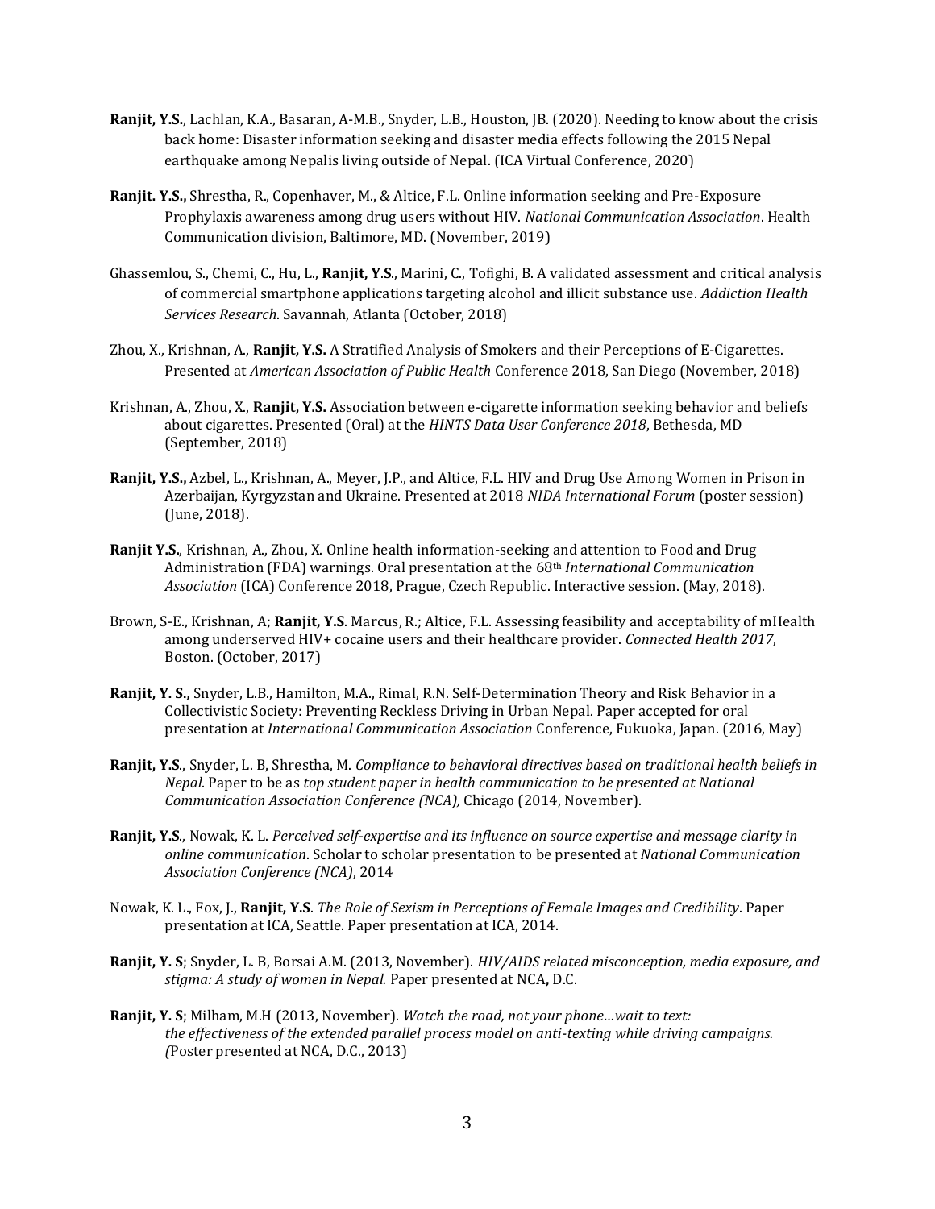**Ranjit, Y.S.**, Lachlan, K.A., Basaran, A-M.B., Snyder, L.B., Houston, JB. (2020). Needing to know about the crisis back home: Disaster information seeking and disaster media effects following the 2015 Nepal earthquake among Nepalis living outside of Nepal. (ICA Virtual Conference, 2020)

**Ranjit. Y.S.,** Shrestha, R., Copenhaver, M., & Altice, F.L. Online information seeking and Pre-Exposure Prophylaxis awareness among drug users without HIV. *National Communication Association*. Health Communication division, Baltimore, MD. (November, 2019)

Ghassemlou, S., Chemi, C., Hu, L., **Ranjit, Y.S**., Marini, C., Tofighi, B. A validated assessment and critical analysis of commercial smartphone applications targeting alcohol and illicit substance use. *Addiction Health Services Research*. Savannah, Atlanta (October, 2018)

Zhou, X., Krishnan, A., **Ranjit, Y.S.** A Stratified Analysis of Smokers and their Perceptions of E-Cigarettes. Presented at *American Association of Public Health* Conference 2018, San Diego (November, 2018)

Krishnan, A., Zhou, X., **Ranjit, Y.S.** Association between e-cigarette information seeking behavior and beliefs about cigarettes. Presented (Oral) at the *HINTS Data User Conference 2018*, Bethesda, MD (September, 2018)

**Ranjit, Y.S.,** Azbel, L., Krishnan, A., Meyer, J.P., and Altice, F.L. HIV and Drug Use Among Women in Prison in Azerbaijan, Kyrgyzstan and Ukraine. Presented at 2018 *NIDA International Forum* (poster session) (June, 2018).

**Ranjit Y.S.**, Krishnan, A., Zhou, X. Online health information-seeking and attention to Food and Drug Administration (FDA) warnings. Oral presentation at the 68th *International Communication Association* (ICA) Conference 2018, Prague, Czech Republic. Interactive session. (May, 2018).

Brown, S-E., Krishnan, A; **Ranjit, Y.S**. Marcus, R.; Altice, F.L. Assessing feasibility and acceptability of mHealth among underserved HIV+ cocaine users and their healthcare provider. *Connected Health 2017*, Boston. (October, 2017)

**Ranjit, Y. S.,** Snyder, L.B., Hamilton, M.A., Rimal, R.N. Self-Determination Theory and Risk Behavior in a Collectivistic Society: Preventing Reckless Driving in Urban Nepal. Paper accepted for oral presentation at *International Communication Association* Conference, Fukuoka, Japan. (2016, May)

**Ranjit, Y.S**., Snyder, L. B, Shrestha, M. *Compliance to behavioral directives based on traditional health beliefs in Nepal.* Paper to be as *top student paper in health communication to be presented at National Communication Association Conference (NCA),* Chicago (2014, November).

**Ranjit, Y.S**., Nowak, K. L. *Perceived self-expertise and its influence on source expertise and message clarity in online communication*. Scholar to scholar presentation to be presented at *National Communication Association Conference (NCA)*, 2014

Nowak, K. L., Fox, J., **Ranjit, Y.S**. *The Role of Sexism in Perceptions of Female Images and Credibility*. Paper presentation at ICA, Seattle. Paper presentation at ICA, 2014.

**Ranjit, Y. S**; Snyder, L. B, Borsai A.M. (2013, November). *HIV/AIDS related misconception, media exposure, and stigma: A study of women in Nepal.* Paper presented at NCA**,** D.C.

**Ranjit, Y. S**; Milham, M.H (2013, November). *Watch the road, not your phone…wait to text: the effectiveness of the extended parallel process model on anti-texting while driving campaigns. (*Poster presented at NCA, D.C., 2013)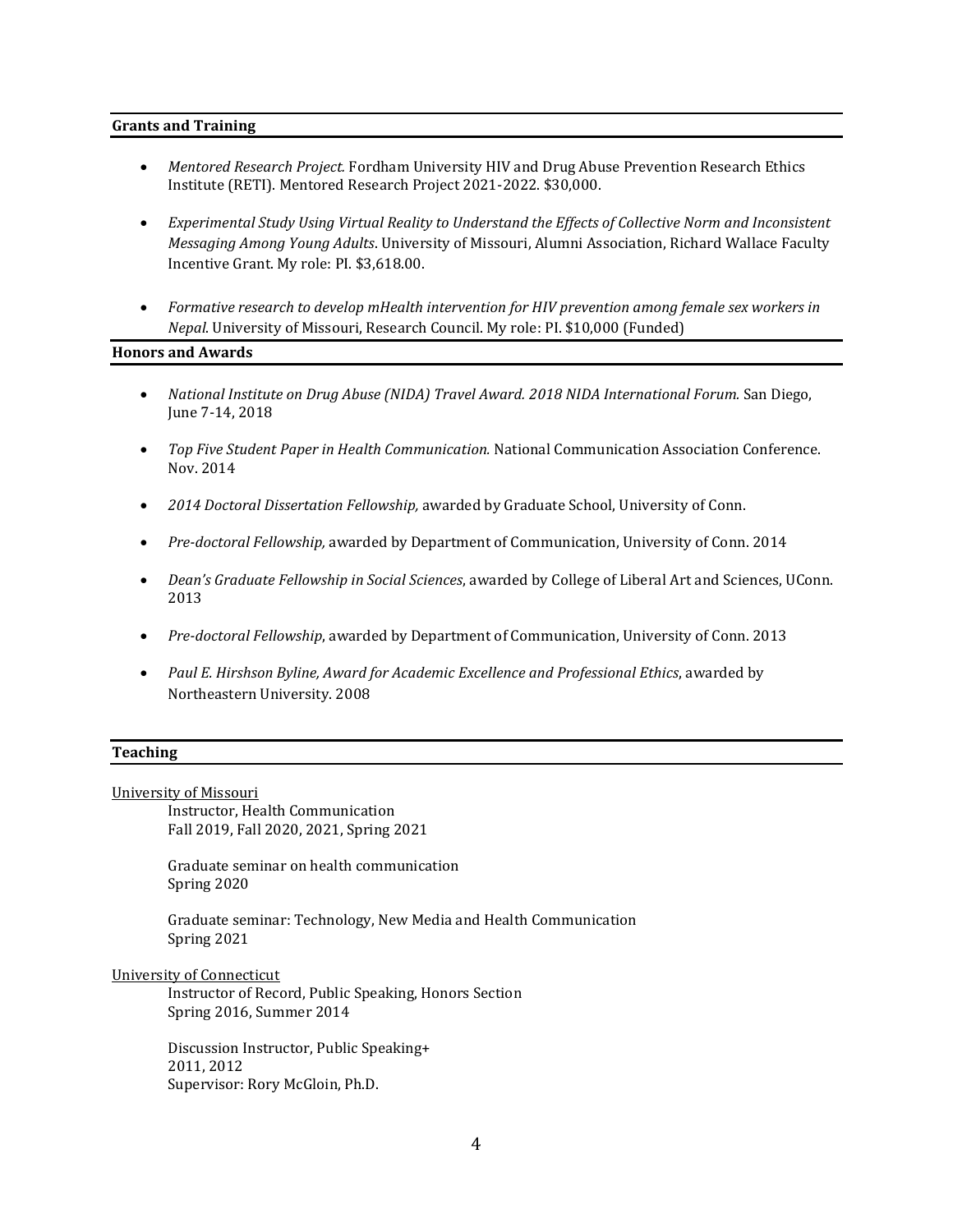## Grants and Training

- *Mentored Research Project.* Fordham University HIV and Drug Abuse Prevention Research Ethics Institute (RETI). Mentored Research Project 2021-2022. $30,000.

- *Experimental Study Using Virtual Reality to Understand the Effects of Collective Norm and Inconsistent Messaging Among Young Adults*. University of Missouri, Alumni Association, Richard Wallace Faculty Incentive Grant. My role: PI. $3,618.00.

- *Formative research to develop mHealth intervention for HIV prevention among female sex workers in Nepal.* University of Missouri, Research Council. My role: PI. $10,000 (Funded)

## Honors and Awards

- *National Institute on Drug Abuse (NIDA) Travel Award. 2018 NIDA International Forum.* San Diego, June 7-14, 2018

- *Top Five Student Paper in Health Communication.* National Communication Association Conference. Nov. 2014

- *2014 Doctoral Dissertation Fellowship,* awarded by Graduate School, University of Conn.

- *Pre-doctoral Fellowship,* awarded by Department of Communication, University of Conn. 2014

- *Dean's Graduate Fellowship in Social Sciences*, awarded by College of Liberal Art and Sciences, UConn. 2013

- *Pre-doctoral Fellowship*, awarded by Department of Communication, University of Conn. 2013

- *Paul E. Hirshson Byline, Award for Academic Excellence and Professional Ethics*, awarded by Northeastern University. 2008

## Teaching

University of Missouri

Instructor, Health Communication
Fall 2019, Fall 2020, 2021, Spring 2021

Graduate seminar on health communication
Spring 2020

Graduate seminar: Technology, New Media and Health Communication
Spring 2021

University of Connecticut

Instructor of Record, Public Speaking, Honors Section
Spring 2016, Summer 2014

Discussion Instructor, Public Speaking+
2011, 2012
Supervisor: Rory McGloin, Ph.D.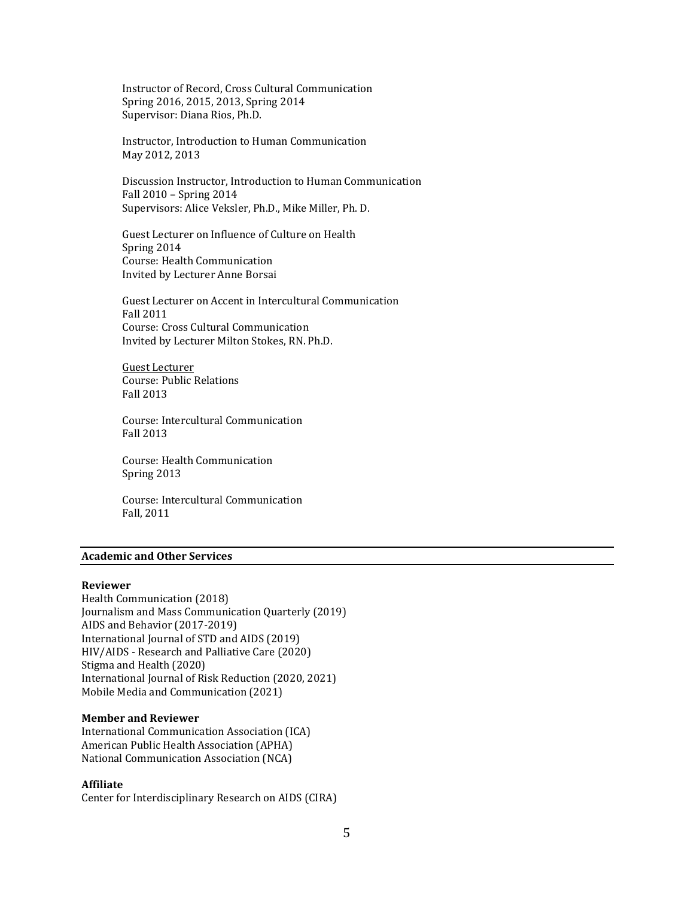Instructor of Record, Cross Cultural Communication
Spring 2016, 2015, 2013, Spring 2014
Supervisor: Diana Rios, Ph.D.

Instructor, Introduction to Human Communication
May 2012, 2013

Discussion Instructor, Introduction to Human Communication
Fall 2010 – Spring 2014
Supervisors: Alice Veksler, Ph.D., Mike Miller, Ph. D.

Guest Lecturer on Influence of Culture on Health
Spring 2014
Course: Health Communication
Invited by Lecturer Anne Borsai

Guest Lecturer on Accent in Intercultural Communication
Fall 2011
Course: Cross Cultural Communication
Invited by Lecturer Milton Stokes, RN. Ph.D.

<u>Guest Lecturer</u>
Course: Public Relations
Fall 2013

Course: Intercultural Communication
Fall 2013

Course: Health Communication
Spring 2013

Course: Intercultural Communication
Fall, 2011

## Academic and Other Services

**Reviewer**
Health Communication (2018)
Journalism and Mass Communication Quarterly (2019)
AIDS and Behavior (2017-2019)
International Journal of STD and AIDS (2019)
HIV/AIDS - Research and Palliative Care (2020)
Stigma and Health (2020)
International Journal of Risk Reduction (2020, 2021)
Mobile Media and Communication (2021)

**Member and Reviewer**
International Communication Association (ICA)
American Public Health Association (APHA)
National Communication Association (NCA)

**Affiliate**
Center for Interdisciplinary Research on AIDS (CIRA)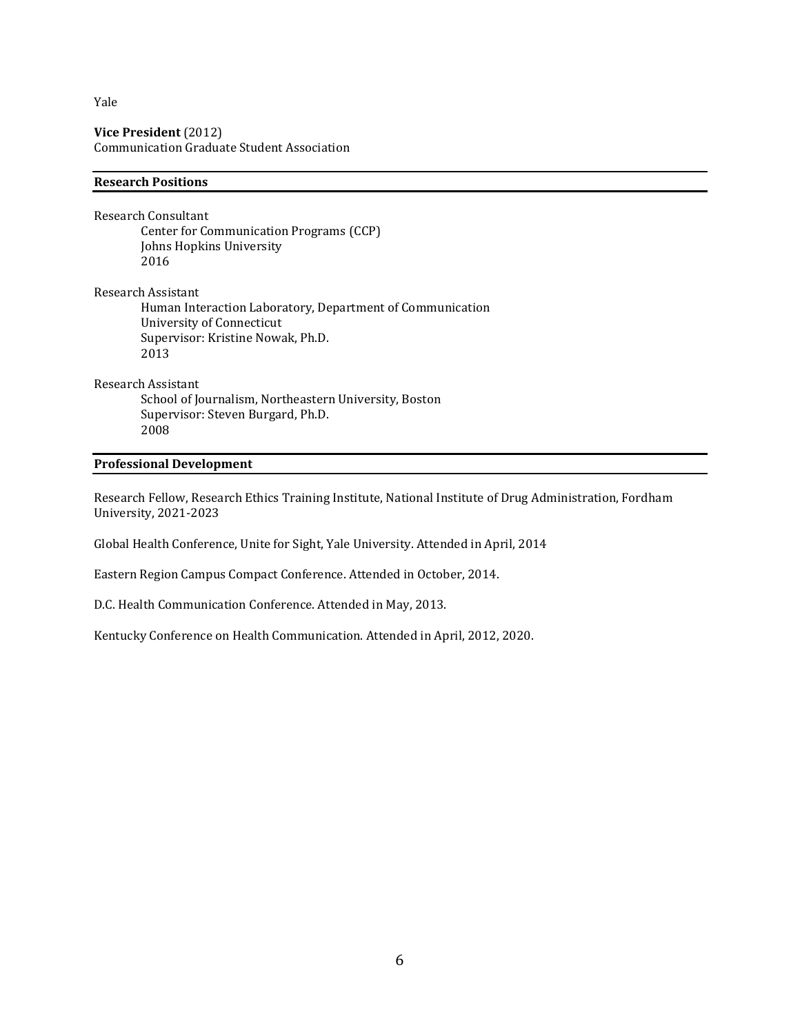Yale

**Vice President** (2012)
Communication Graduate Student Association

## Research Positions

Research Consultant
Center for Communication Programs (CCP)
Johns Hopkins University
2016

Research Assistant
Human Interaction Laboratory, Department of Communication
University of Connecticut
Supervisor: Kristine Nowak, Ph.D.
2013

Research Assistant
School of Journalism, Northeastern University, Boston
Supervisor: Steven Burgard, Ph.D.
2008

## Professional Development

Research Fellow, Research Ethics Training Institute, National Institute of Drug Administration, Fordham University, 2021-2023

Global Health Conference, Unite for Sight, Yale University. Attended in April, 2014

Eastern Region Campus Compact Conference. Attended in October, 2014.

D.C. Health Communication Conference. Attended in May, 2013.

Kentucky Conference on Health Communication. Attended in April, 2012, 2020.